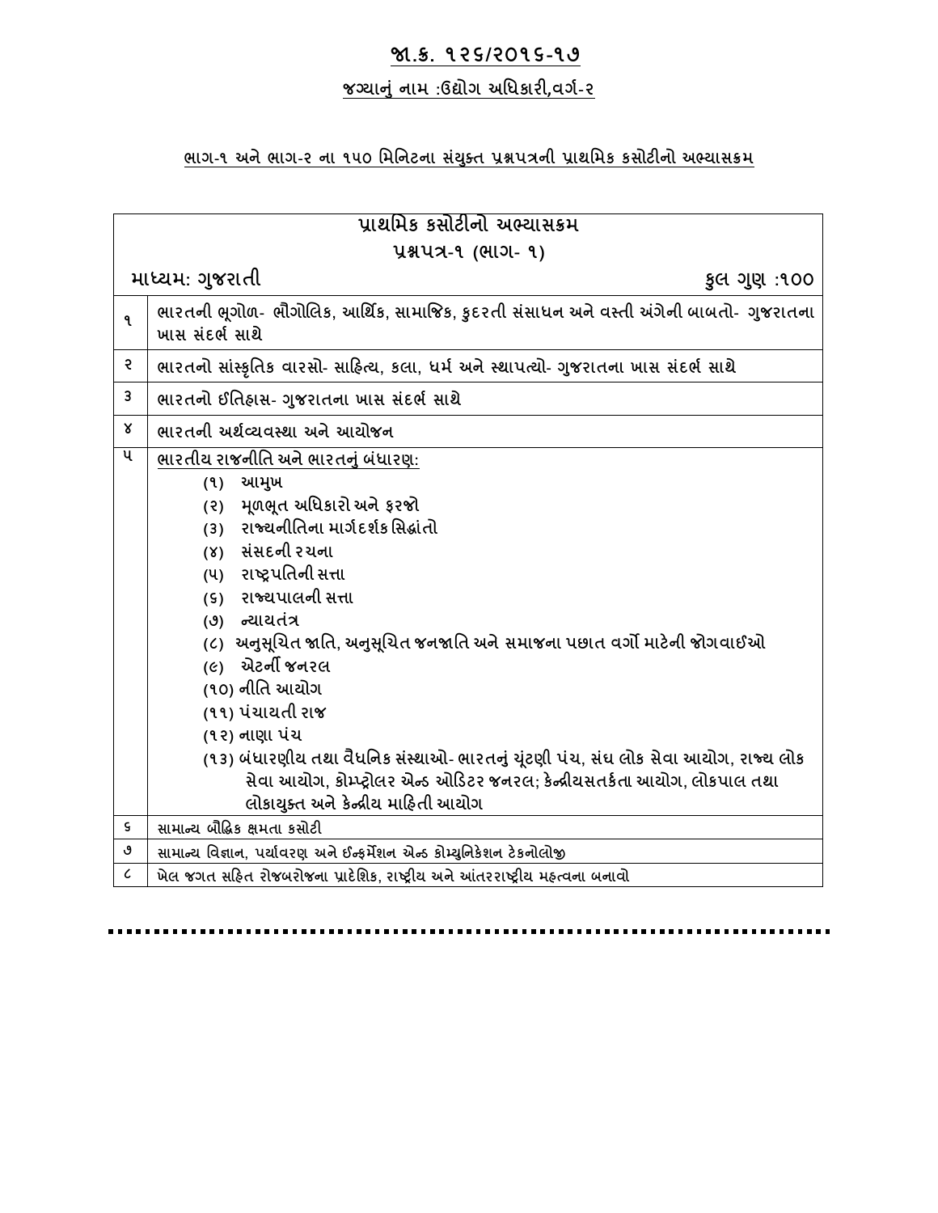## જા.ક્ર. ૧૨૬/૨૦૧૬-૧૭

### જગ્યાનું નામ :ઉદ્યોગ અધિકારી,વર્ગ-૨

#### ભાગ-૧ અને ભાગ-૨ ના ૧૫૦ મિનિટના સંયુક્ત પ્રશ્નપત્રની પ્રાથમિક કસોટીનો અભ્યાસક્રમ

| પ્રાથમિક કસોટીનો અભ્યાસક્રમ<br>પ્રશ્નપત્ર-૧ (ભાગ- ૧)<br>માધ્યમ: ગુજરાતી | કુલ ગુણ :૧૦૦ |
|---|---|
| ૧ | ભારતની ભૂગોળ- ભૌગોલિક, આર્થિક, સામાજિક, કુદરતી સંસાધન અને વસ્તી અંગેની બાબતો- ગુજરાતના ખાસ સંદર્ભ સાથે |
| ૨ | ભારતનો સાંસ્કૃતિક વારસો- સાહિત્ય, કલા, ધર્મ અને સ્થાપત્યો- ગુજરાતના ખાસ સંદર્ભ સાથે |
| ૩ | ભારતનો ઈતિહાસ- ગુજરાતના ખાસ સંદર્ભ સાથે |
| ૪ | ભારતની અર્થવ્યવસ્થા અને આયોજન |
| ૫ | ભારતીય રાજનીતિ અને ભારતનું બંધારણ:<br>(૧) આમુખ<br>(૨) મૂળભૂત અધિકારો અને ફરજો<br>(૩) રાજ્યનીતિના માર્ગદર્શક સિદ્ધાંતો<br>(૪) સંસદની રચના<br>(૫) રાષ્ટ્રપતિની સત્તા<br>(૬) રાજ્યપાલની સત્તા<br>(૭) ન્યાયતંત્ર<br>(૮) અનુસૂચિત જાતિ, અનુસૂચિત જનજાતિ અને સમાજના પછાત વર્ગો માટેની જોગવાઈઓ<br>(૯) એટર્ની જનરલ<br>(૧૦) નીતિ આયોગ<br>(૧૧) પંચાયતી રાજ<br>(૧૨) નાણા પંચ<br>(૧૩) બંધારણીય તથા વૈધનિક સંસ્થાઓ- ભારતનું ચૂંટણી પંચ, સંઘ લોક સેવા આયોગ, રાજ્ય લોક સેવા આયોગ, કોમ્પ્ટ્રોલર એન્ડ ઓડિટર જનરલ; કેન્દ્રીયસતર્કતા આયોગ, લોકપાલ તથા લોકાયુક્ત અને કેન્દ્રીય માહિતી આયોગ |
| ૬ | સામાન્ય બૌદ્ધિક ક્ષમતા કસોટી |
| ૭ | સામાન્ય વિજ્ઞાન, પર્યાવરણ અને ઈન્ફર્મેશન એન્ડ કોમ્યુનિકેશન ટેકનોલોજી |
| ૮ | ખેલ જગત સહિત રોજબરોજના પ્રાદેશિક, રાષ્ટ્રીય અને આંતરરાષ્ટ્રીય મહત્વના બનાવો |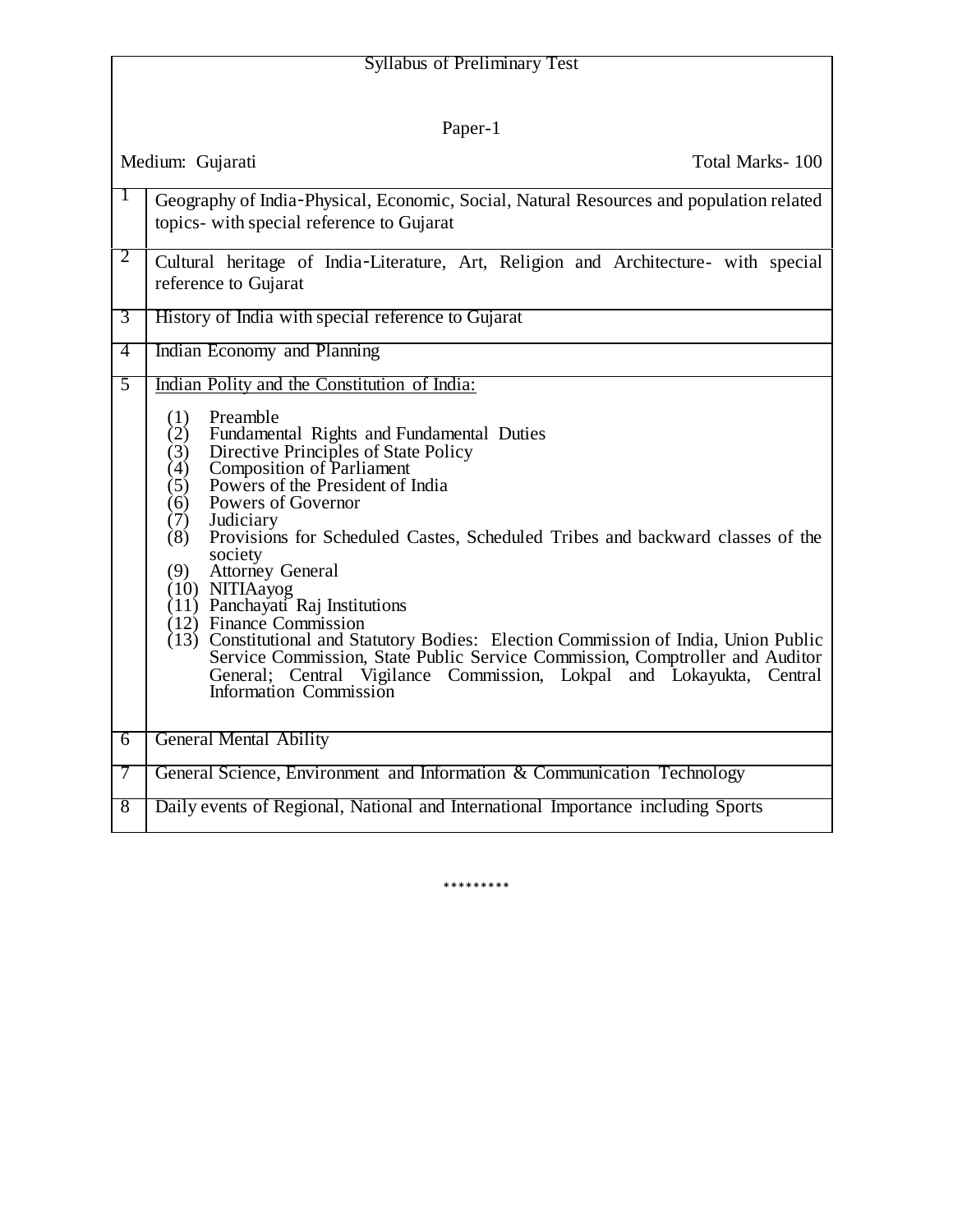## Syllabus of Preliminary Test

### Paper-1

Medium: Gujarati | Total Marks- 100

| | |
|---|---|
| 1 | Geography of India-Physical, Economic, Social, Natural Resources and population related topics- with special reference to Gujarat |
| 2 | Cultural heritage of India-Literature, Art, Religion and Architecture- with special reference to Gujarat |
| 3 | History of India with special reference to Gujarat |
| 4 | Indian Economy and Planning |
| 5 | Indian Polity and the Constitution of India:<br>(1) Preamble<br>(2) Fundamental Rights and Fundamental Duties<br>(3) Directive Principles of State Policy<br>(4) Composition of Parliament<br>(5) Powers of the President of India<br>(6) Powers of Governor<br>(7) Judiciary<br>(8) Provisions for Scheduled Castes, Scheduled Tribes and backward classes of the society<br>(9) Attorney General<br>(10) NITIAayog<br>(11) Panchayati Raj Institutions<br>(12) Finance Commission<br>(13) Constitutional and Statutory Bodies: Election Commission of India, Union Public Service Commission, State Public Service Commission, Comptroller and Auditor General; Central Vigilance Commission, Lokpal and Lokayukta, Central Information Commission |
| 6 | General Mental Ability |
| 7 | General Science, Environment and Information & Communication Technology |
| 8 | Daily events of Regional, National and International Importance including Sports |

*********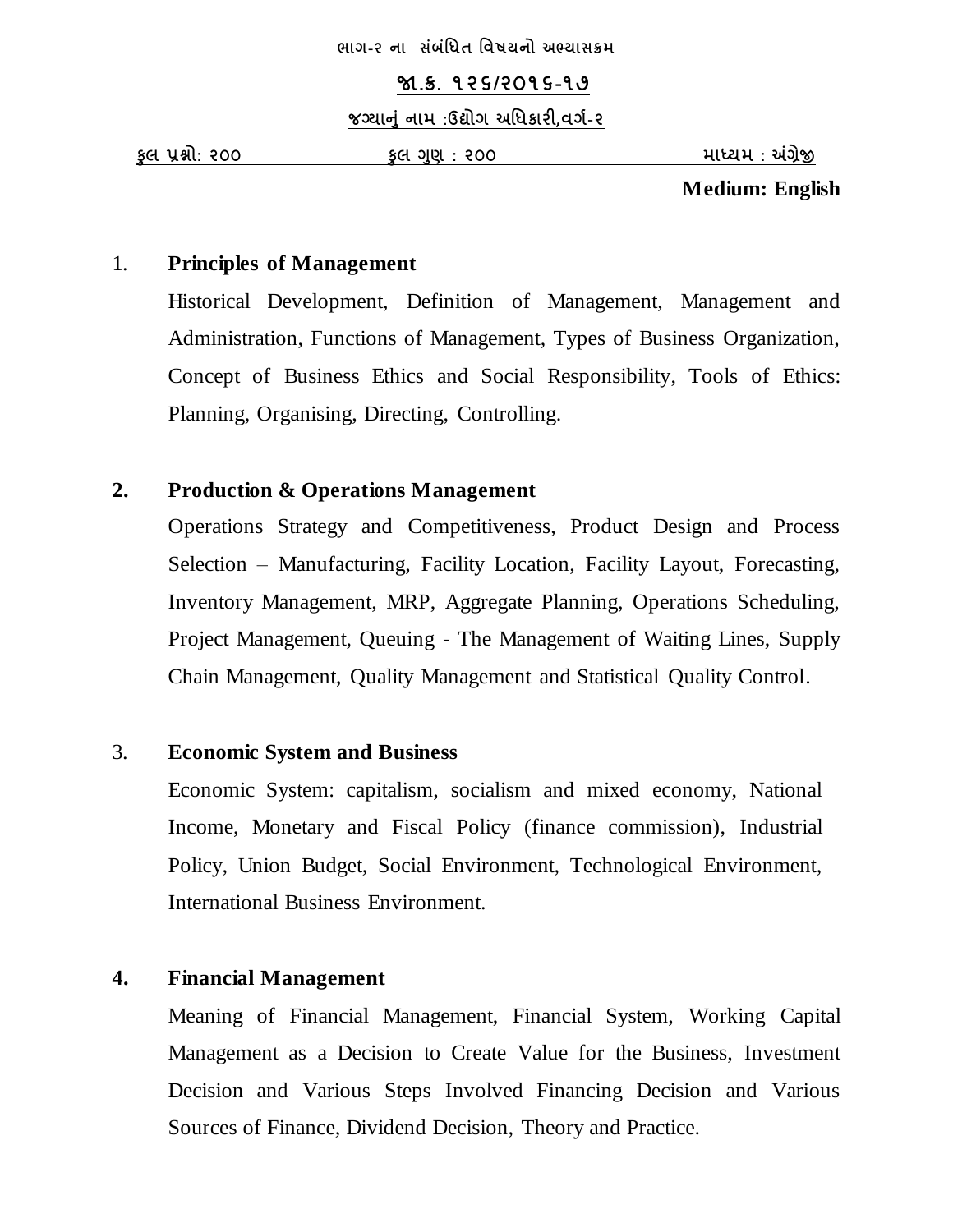**ભાગ-૨ ના સંબંધિત વિષયનો અભ્યાસક્રમ**

**જા.ક્ર. ૧૨૬/૨૦૧૬-૧૭**

**જગ્યાનું નામ :ઉદ્યોગ અધિકારી,વર્ગ-૨**

**કુલ પ્રશ્નો: ૨૦૦ &nbsp;&nbsp;&nbsp;&nbsp; કુલ ગુણ : ૨૦૦ &nbsp;&nbsp;&nbsp;&nbsp; માધ્યમ : અંગ્રેજી**

**Medium: English**

1. **Principles of Management**

   Historical Development, Definition of Management, Management and Administration, Functions of Management, Types of Business Organization, Concept of Business Ethics and Social Responsibility, Tools of Ethics: Planning, Organising, Directing, Controlling.

2. **Production & Operations Management**

   Operations Strategy and Competitiveness, Product Design and Process Selection – Manufacturing, Facility Location, Facility Layout, Forecasting, Inventory Management, MRP, Aggregate Planning, Operations Scheduling, Project Management, Queuing - The Management of Waiting Lines, Supply Chain Management, Quality Management and Statistical Quality Control.

3. **Economic System and Business**

   Economic System: capitalism, socialism and mixed economy, National Income, Monetary and Fiscal Policy (finance commission), Industrial Policy, Union Budget, Social Environment, Technological Environment, International Business Environment.

4. **Financial Management**

   Meaning of Financial Management, Financial System, Working Capital Management as a Decision to Create Value for the Business, Investment Decision and Various Steps Involved Financing Decision and Various Sources of Finance, Dividend Decision, Theory and Practice.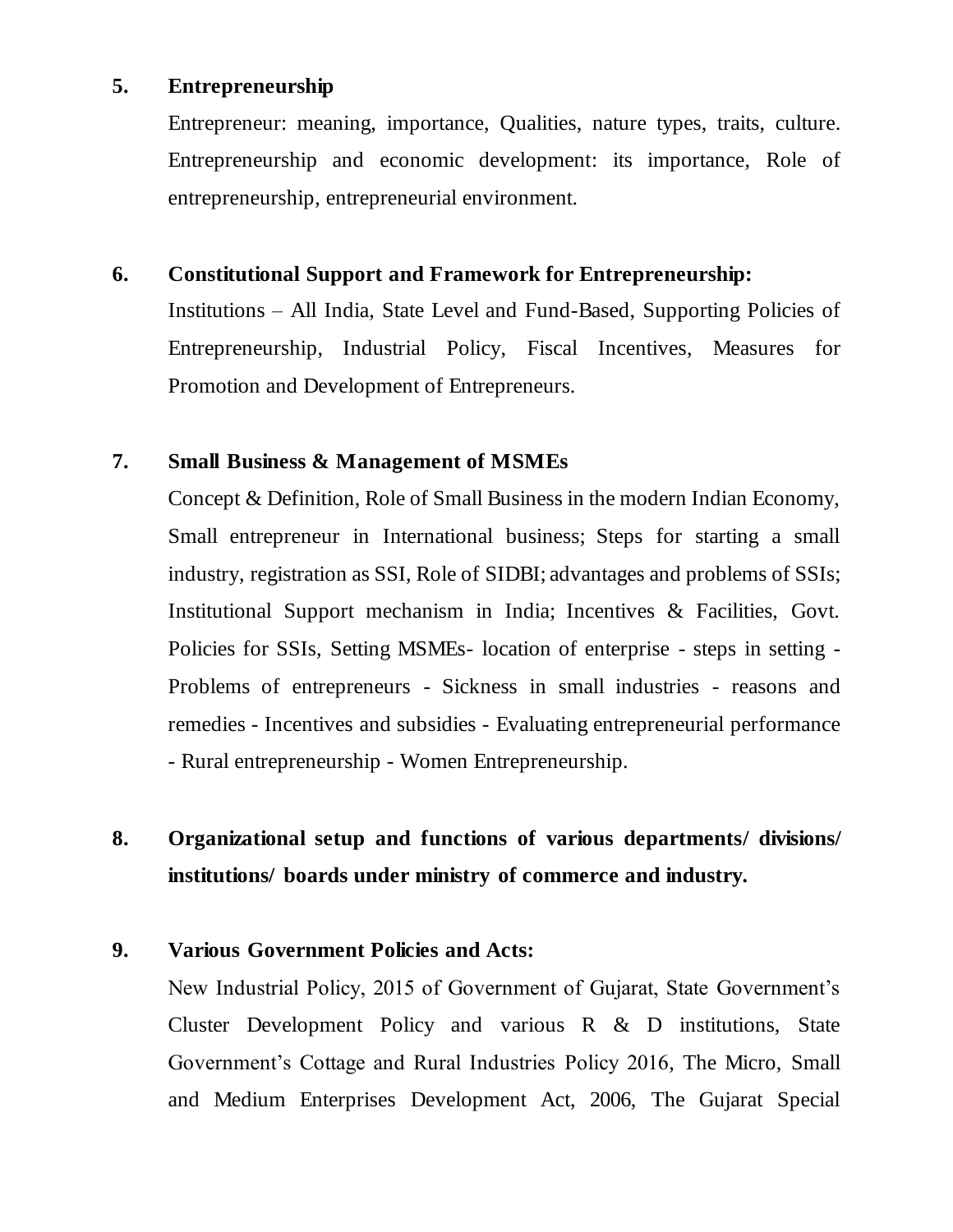5. **Entrepreneurship**

   Entrepreneur: meaning, importance, Qualities, nature types, traits, culture. Entrepreneurship and economic development: its importance, Role of entrepreneurship, entrepreneurial environment.

6. **Constitutional Support and Framework for Entrepreneurship:**

   Institutions – All India, State Level and Fund-Based, Supporting Policies of Entrepreneurship, Industrial Policy, Fiscal Incentives, Measures for Promotion and Development of Entrepreneurs.

7. **Small Business & Management of MSMEs**

   Concept & Definition, Role of Small Business in the modern Indian Economy, Small entrepreneur in International business; Steps for starting a small industry, registration as SSI, Role of SIDBI; advantages and problems of SSIs; Institutional Support mechanism in India; Incentives & Facilities, Govt. Policies for SSIs, Setting MSMEs- location of enterprise - steps in setting - Problems of entrepreneurs - Sickness in small industries - reasons and remedies - Incentives and subsidies - Evaluating entrepreneurial performance - Rural entrepreneurship - Women Entrepreneurship.

8. **Organizational setup and functions of various departments/ divisions/ institutions/ boards under ministry of commerce and industry.**

9. **Various Government Policies and Acts:**

   New Industrial Policy, 2015 of Government of Gujarat, State Government's Cluster Development Policy and various R & D institutions, State Government's Cottage and Rural Industries Policy 2016, The Micro, Small and Medium Enterprises Development Act, 2006, The Gujarat Special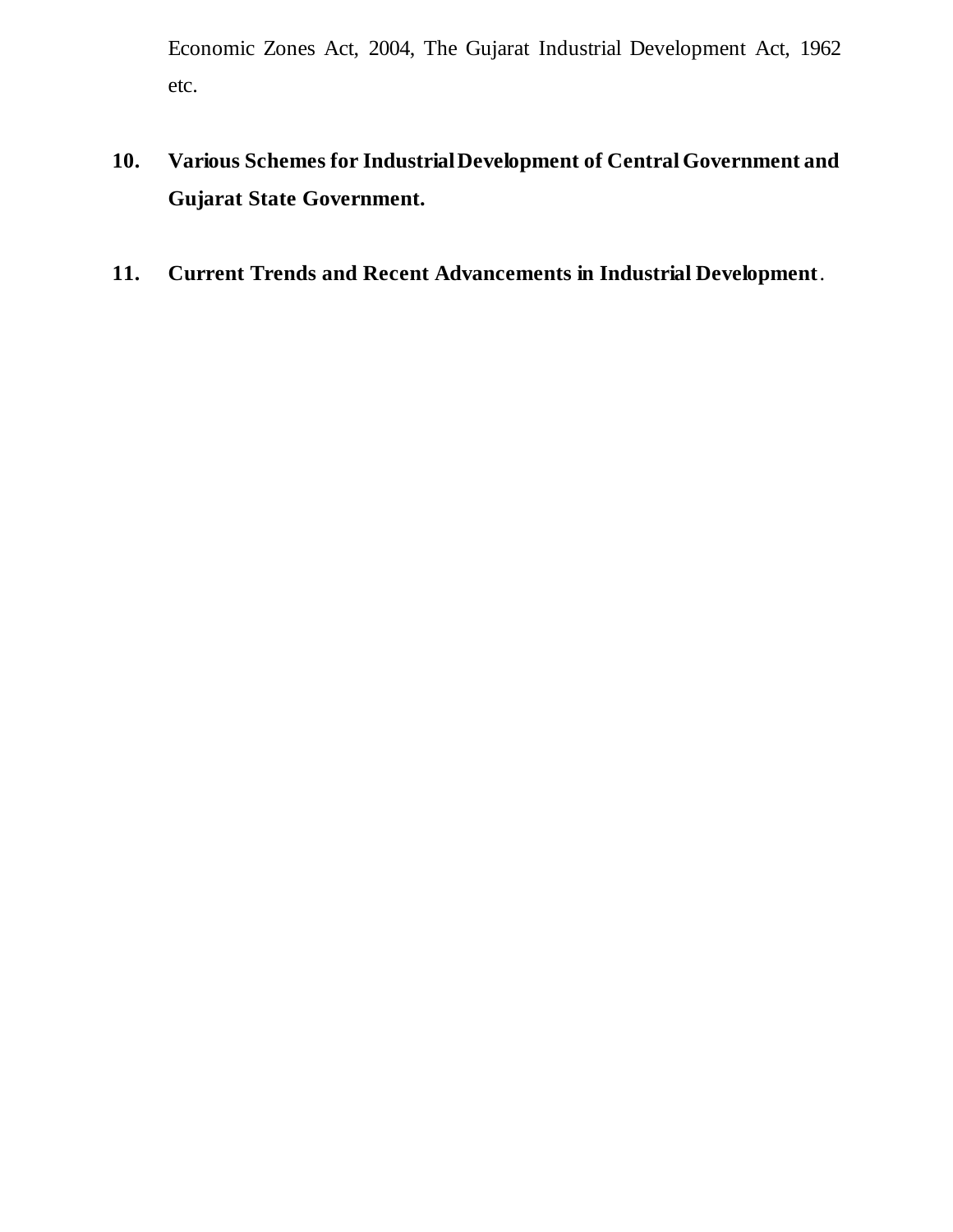Economic Zones Act, 2004, The Gujarat Industrial Development Act, 1962 etc.

10. **Various Schemes for Industrial Development of Central Government and Gujarat State Government.**

11. **Current Trends and Recent Advancements in Industrial Development**.